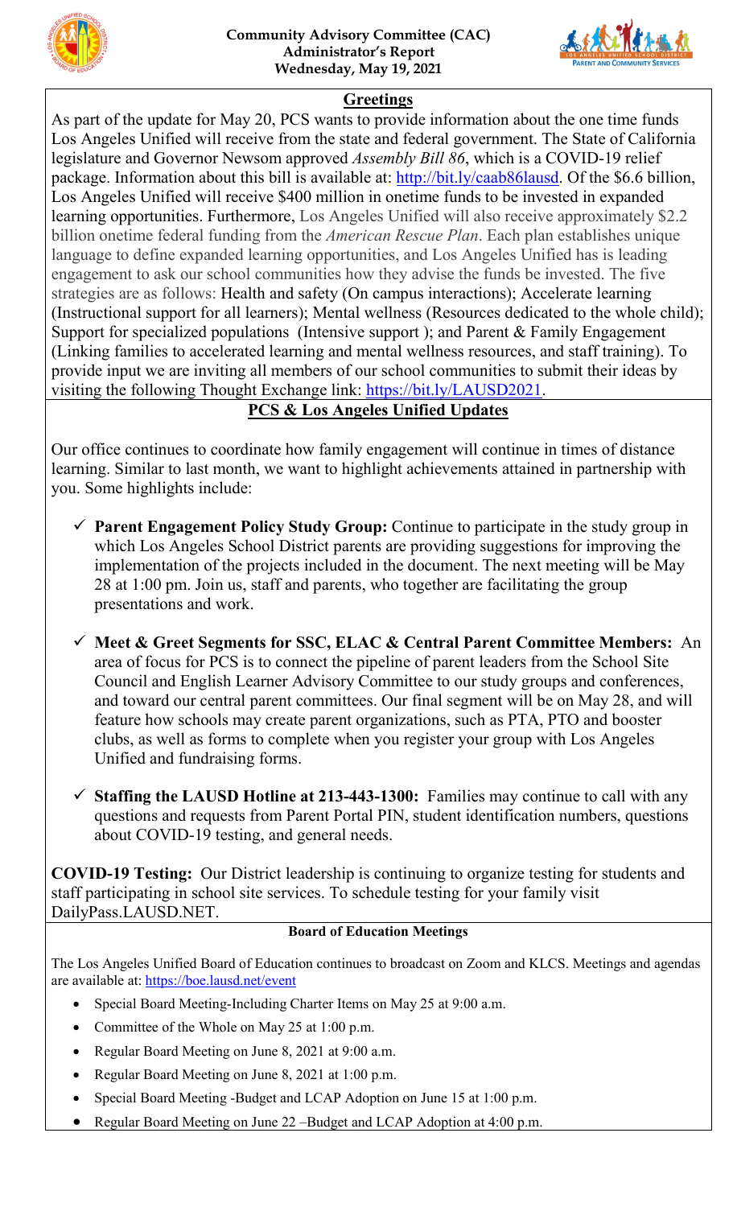**Community Advisory Committee (CAC)**
**Administrator's Report**
**Wednesday, May 19, 2021**

## Greetings

As part of the update for May 20, PCS wants to provide information about the one time funds Los Angeles Unified will receive from the state and federal government. The State of California legislature and Governor Newsom approved *Assembly Bill 86*, which is a COVID-19 relief package. Information about this bill is available at: http://bit.ly/caab86lausd. Of the $6.6 billion, Los Angeles Unified will receive $400 million in onetime funds to be invested in expanded learning opportunities. Furthermore, Los Angeles Unified will also receive approximately $2.2 billion onetime federal funding from the *American Rescue Plan*. Each plan establishes unique language to define expanded learning opportunities, and Los Angeles Unified has is leading engagement to ask our school communities how they advise the funds be invested. The five strategies are as follows: Health and safety (On campus interactions); Accelerate learning (Instructional support for all learners); Mental wellness (Resources dedicated to the whole child); Support for specialized populations (Intensive support ); and Parent & Family Engagement (Linking families to accelerated learning and mental wellness resources, and staff training). To provide input we are inviting all members of our school communities to submit their ideas by visiting the following Thought Exchange link: https://bit.ly/LAUSD2021.

## PCS & Los Angeles Unified Updates

Our office continues to coordinate how family engagement will continue in times of distance learning. Similar to last month, we want to highlight achievements attained in partnership with you. Some highlights include:

- ✓ **Parent Engagement Policy Study Group:** Continue to participate in the study group in which Los Angeles School District parents are providing suggestions for improving the implementation of the projects included in the document. The next meeting will be May 28 at 1:00 pm. Join us, staff and parents, who together are facilitating the group presentations and work.
- ✓ **Meet & Greet Segments for SSC, ELAC & Central Parent Committee Members:** An area of focus for PCS is to connect the pipeline of parent leaders from the School Site Council and English Learner Advisory Committee to our study groups and conferences, and toward our central parent committees. Our final segment will be on May 28, and will feature how schools may create parent organizations, such as PTA, PTO and booster clubs, as well as forms to complete when you register your group with Los Angeles Unified and fundraising forms.
- ✓ **Staffing the LAUSD Hotline at 213-443-1300:** Families may continue to call with any questions and requests from Parent Portal PIN, student identification numbers, questions about COVID-19 testing, and general needs.

**COVID-19 Testing:** Our District leadership is continuing to organize testing for students and staff participating in school site services. To schedule testing for your family visit DailyPass.LAUSD.NET.

### Board of Education Meetings

The Los Angeles Unified Board of Education continues to broadcast on Zoom and KLCS. Meetings and agendas are available at: https://boe.lausd.net/event

- Special Board Meeting-Including Charter Items on May 25 at 9:00 a.m.
- Committee of the Whole on May 25 at 1:00 p.m.
- Regular Board Meeting on June 8, 2021 at 9:00 a.m.
- Regular Board Meeting on June 8, 2021 at 1:00 p.m.
- Special Board Meeting -Budget and LCAP Adoption on June 15 at 1:00 p.m.
- Regular Board Meeting on June 22 –Budget and LCAP Adoption at 4:00 p.m.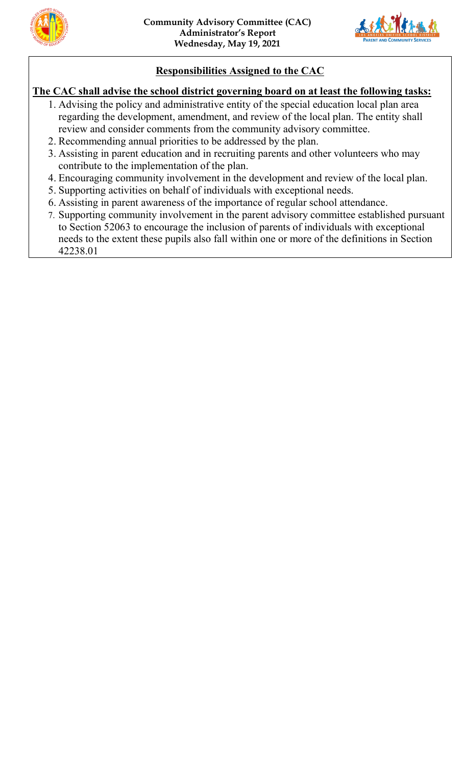## Responsibilities Assigned to the CAC

**The CAC shall advise the school district governing board on at least the following tasks:**

1. Advising the policy and administrative entity of the special education local plan area regarding the development, amendment, and review of the local plan. The entity shall review and consider comments from the community advisory committee.
2. Recommending annual priorities to be addressed by the plan.
3. Assisting in parent education and in recruiting parents and other volunteers who may contribute to the implementation of the plan.
4. Encouraging community involvement in the development and review of the local plan.
5. Supporting activities on behalf of individuals with exceptional needs.
6. Assisting in parent awareness of the importance of regular school attendance.
7. Supporting community involvement in the parent advisory committee established pursuant to Section 52063 to encourage the inclusion of parents of individuals with exceptional needs to the extent these pupils also fall within one or more of the definitions in Section 42238.01